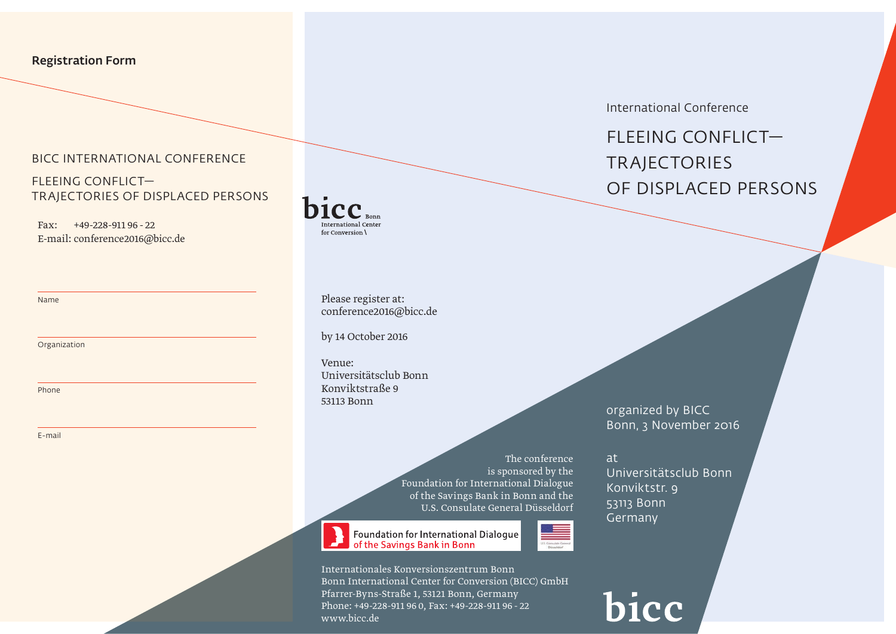## Registration Form

BICC INTERNATIONAL CONFERENCE

FLEEING CONFLICT—
TRAJECTORIES OF DISPLACED PERSONS

Fax: +49-228-911 96 - 22
E-mail: conference2016@bicc.de

Name

Organization

Phone

E-mail

bicc Bonn
International Center
for Conversion

Please register at:
conference2016@bicc.de

by 14 October 2016

Venue:
Universitätsclub Bonn
Konviktstraße 9
53113 Bonn

The conference is sponsored by the Foundation for International Dialogue of the Savings Bank in Bonn and the U.S. Consulate General Düsseldorf

Foundation for International Dialogue
of the Savings Bank in Bonn

U.S. Consulate General Düsseldorf

Internationales Konversionszentrum Bonn
Bonn International Center for Conversion (BICC) GmbH
Pfarrer-Byns-Straße 1, 53121 Bonn, Germany
Phone: +49-228-911 96 0, Fax: +49-228-911 96 - 22
www.bicc.de

International Conference

# FLEEING CONFLICT— TRAJECTORIES OF DISPLACED PERSONS

organized by BICC
Bonn, 3 November 2016

at
Universitätsclub Bonn
Konviktstr. 9
53113 Bonn
Germany

bicc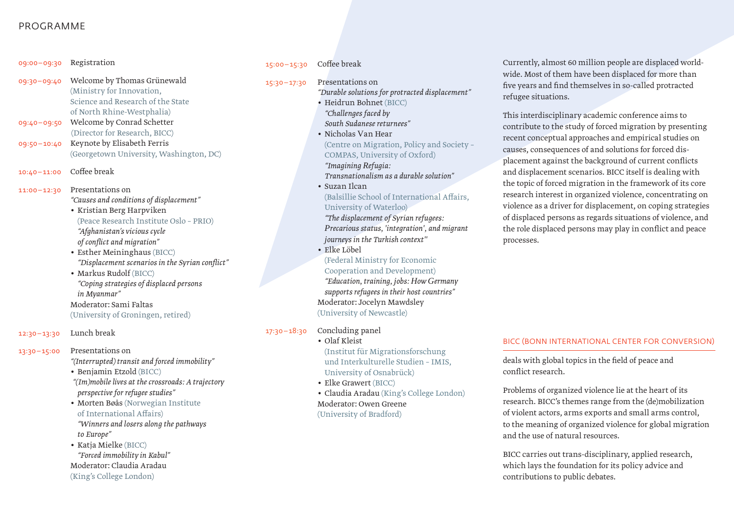## PROGRAMME

**09:00–09:30** Registration

**09:30–09:40** Welcome by Thomas Grünewald
(Ministry for Innovation, Science and Research of the State of North Rhine-Westphalia)

**09:40–09:50** Welcome by Conrad Schetter
(Director for Research, BICC)

**09:50–10:40** Keynote by Elisabeth Ferris
(Georgetown University, Washington, DC)

**10:40–11:00** Coffee break

**11:00–12:30** Presentations on
*"Causes and conditions of displacement"*

- Kristian Berg Harpviken (Peace Research Institute Oslo - PRIO)
  *"Afghanistan's vicious cycle of conflict and migration"*
- Esther Meininghaus (BICC)
  *"Displacement scenarios in the Syrian conflict"*
- Markus Rudolf (BICC)
  *"Coping strategies of displaced persons in Myanmar"*

Moderator: Sami Faltas
(University of Groningen, retired)

**12:30–13:30** Lunch break

**13:30–15:00** Presentations on
*"(Interrupted) transit and forced immobility"*

- Benjamin Etzold (BICC)
  *"(Im)mobile lives at the crossroads: A trajectory perspective for refugee studies"*
- Morten Bøås (Norwegian Institute of International Affairs)
  *"Winners and losers along the pathways to Europe"*
- Katja Mielke (BICC)
  *"Forced immobility in Kabul"*

Moderator: Claudia Aradau
(King's College London)

**15:00–15:30** Coffee break

**15:30–17:30** Presentations on
*"Durable solutions for protracted displacement"*

- Heidrun Bohnet (BICC)
  *"Challenges faced by South Sudanese returnees"*
- Nicholas Van Hear
  (Centre on Migration, Policy and Society - COMPAS, University of Oxford)
  *"Imagining Refugia: Transnationalism as a durable solution"*
- Suzan Ilcan
  (Balsillie School of International Affairs, University of Waterloo)
  *"The displacement of Syrian refugees: Precarious status, 'integration', and migrant journeys in the Turkish context"*
- Elke Löbel
  (Federal Ministry for Economic Cooperation and Development)
  *"Education, training, jobs: How Germany supports refugees in their host countries"*

Moderator: Jocelyn Mawdsley
(University of Newcastle)

**17:30–18:30** Concluding panel

- Olaf Kleist
  (Institut für Migrationsforschung und Interkulturelle Studien - IMIS, University of Osnabrück)
- Elke Grawert (BICC)
- Claudia Aradau (King's College London)

Moderator: Owen Greene
(University of Bradford)

Currently, almost 60 million people are displaced worldwide. Most of them have been displaced for more than five years and find themselves in so-called protracted refugee situations.

This interdisciplinary academic conference aims to contribute to the study of forced migration by presenting recent conceptual approaches and empirical studies on causes, consequences of and solutions for forced displacement against the background of current conflicts and displacement scenarios. BICC itself is dealing with the topic of forced migration in the framework of its core research interest in organized violence, concentrating on violence as a driver for displacement, on coping strategies of displaced persons as regards situations of violence, and the role displaced persons may play in conflict and peace processes.

## BICC (BONN INTERNATIONAL CENTER FOR CONVERSION)

deals with global topics in the field of peace and conflict research.

Problems of organized violence lie at the heart of its research. BICC's themes range from the (de)mobilization of violent actors, arms exports and small arms control, to the meaning of organized violence for global migration and the use of natural resources.

BICC carries out trans-disciplinary, applied research, which lays the foundation for its policy advice and contributions to public debates.